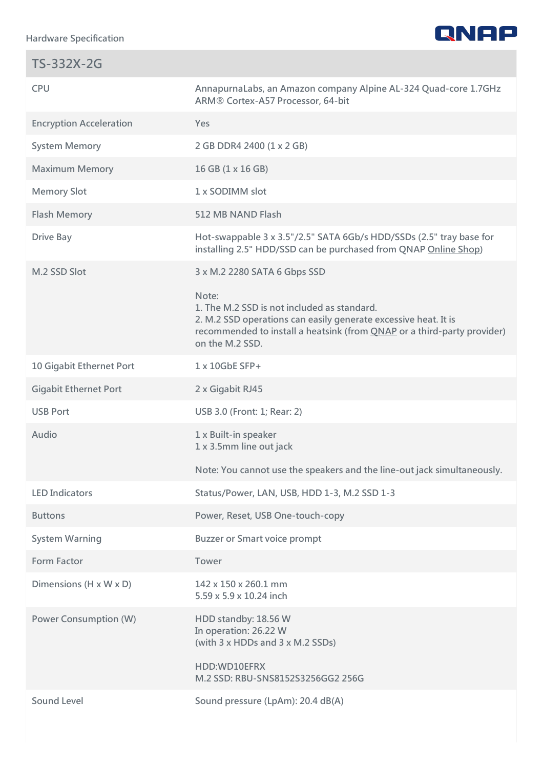Hardware Specification

## TS-332X-2G

| | |
|---|---|
| CPU | AnnapurnaLabs, an Amazon company Alpine AL-324 Quad-core 1.7GHz ARM® Cortex-A57 Processor, 64-bit |
| Encryption Acceleration | Yes |
| System Memory | 2 GB DDR4 2400 (1 x 2 GB) |
| Maximum Memory | 16 GB (1 x 16 GB) |
| Memory Slot | 1 x SODIMM slot |
| Flash Memory | 512 MB NAND Flash |
| Drive Bay | Hot-swappable 3 x 3.5"/2.5" SATA 6Gb/s HDD/SSDs (2.5" tray base for installing 2.5" HDD/SSD can be purchased from QNAP Online Shop) |
| M.2 SSD Slot | 3 x M.2 2280 SATA 6 Gbps SSD<br><br>Note:<br>1. The M.2 SSD is not included as standard.<br>2. M.2 SSD operations can easily generate excessive heat. It is recommended to install a heatsink (from QNAP or a third-party provider) on the M.2 SSD. |
| 10 Gigabit Ethernet Port | 1 x 10GbE SFP+ |
| Gigabit Ethernet Port | 2 x Gigabit RJ45 |
| USB Port | USB 3.0 (Front: 1; Rear: 2) |
| Audio | 1 x Built-in speaker<br>1 x 3.5mm line out jack<br><br>Note: You cannot use the speakers and the line-out jack simultaneously. |
| LED Indicators | Status/Power, LAN, USB, HDD 1-3, M.2 SSD 1-3 |
| Buttons | Power, Reset, USB One-touch-copy |
| System Warning | Buzzer or Smart voice prompt |
| Form Factor | Tower |
| Dimensions (H x W x D) | 142 x 150 x 260.1 mm<br>5.59 x 5.9 x 10.24 inch |
| Power Consumption (W) | HDD standby: 18.56 W<br>In operation: 26.22 W<br>(with 3 x HDDs and 3 x M.2 SSDs)<br><br>HDD:WD10EFRX<br>M.2 SSD: RBU-SNS8152S3256GG2 256G |
| Sound Level | Sound pressure (LpAm): 20.4 dB(A) |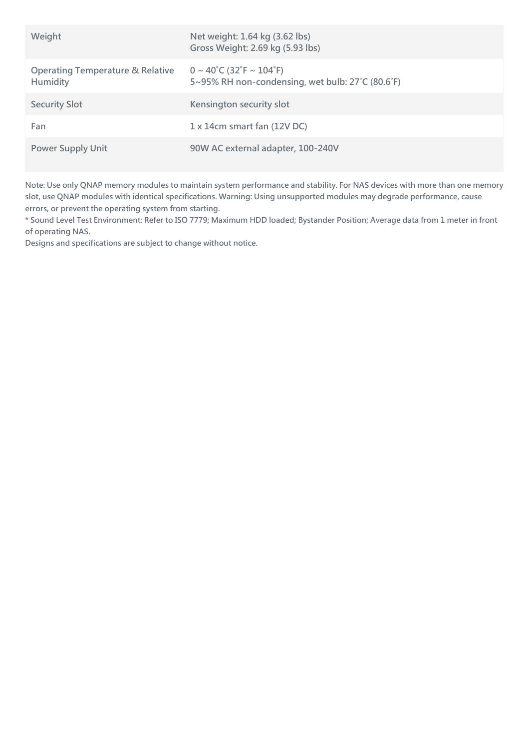| | |
|---|---|
| Weight | Net weight: 1.64 kg (3.62 lbs)<br>Gross Weight: 2.69 kg (5.93 lbs) |
| Operating Temperature & Relative Humidity | 0 ~ 40˚C (32˚F ~ 104˚F)<br>5~95% RH non-condensing, wet bulb: 27˚C (80.6˚F) |
| Security Slot | Kensington security slot |
| Fan | 1 x 14cm smart fan (12V DC) |
| Power Supply Unit | 90W AC external adapter, 100-240V |

Note: Use only QNAP memory modules to maintain system performance and stability. For NAS devices with more than one memory slot, use QNAP modules with identical specifications. Warning: Using unsupported modules may degrade performance, cause errors, or prevent the operating system from starting.

* Sound Level Test Environment: Refer to ISO 7779; Maximum HDD loaded; Bystander Position; Average data from 1 meter in front of operating NAS.

Designs and specifications are subject to change without notice.